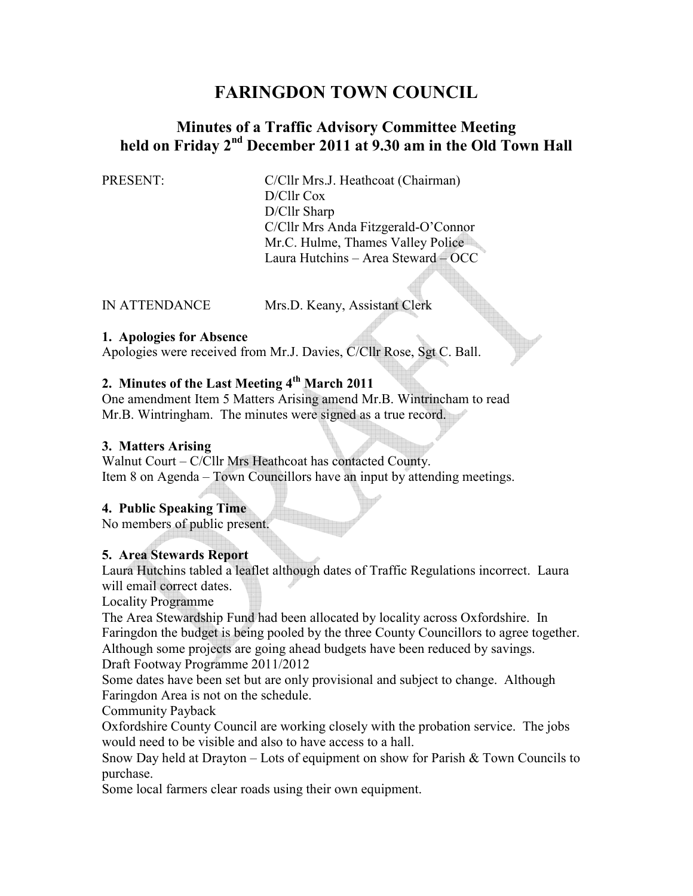# FARINGDON TOWN COUNCIL

## Minutes of a Traffic Advisory Committee Meeting held on Friday 2nd December 2011 at 9.30 am in the Old Town Hall

PRESENT:

C/Cllr Mrs.J. Heathcoat (Chairman)
D/Cllr Cox
D/Cllr Sharp
C/Cllr Mrs Anda Fitzgerald-O'Connor
Mr.C. Hulme, Thames Valley Police
Laura Hutchins – Area Steward – OCC

IN ATTENDANCE Mrs.D. Keany, Assistant Clerk

**1. Apologies for Absence**

Apologies were received from Mr.J. Davies, C/Cllr Rose, Sgt C. Ball.

**2. Minutes of the Last Meeting 4th March 2011**

One amendment Item 5 Matters Arising amend Mr.B. Wintrincham to read Mr.B. Wintringham. The minutes were signed as a true record.

**3. Matters Arising**

Walnut Court – C/Cllr Mrs Heathcoat has contacted County.
Item 8 on Agenda – Town Councillors have an input by attending meetings.

**4. Public Speaking Time**

No members of public present.

**5. Area Stewards Report**

Laura Hutchins tabled a leaflet although dates of Traffic Regulations incorrect. Laura will email correct dates.

Locality Programme

The Area Stewardship Fund had been allocated by locality across Oxfordshire. In Faringdon the budget is being pooled by the three County Councillors to agree together. Although some projects are going ahead budgets have been reduced by savings.

Draft Footway Programme 2011/2012

Some dates have been set but are only provisional and subject to change. Although Faringdon Area is not on the schedule.

Community Payback

Oxfordshire County Council are working closely with the probation service. The jobs would need to be visible and also to have access to a hall.

Snow Day held at Drayton – Lots of equipment on show for Parish & Town Councils to purchase.

Some local farmers clear roads using their own equipment.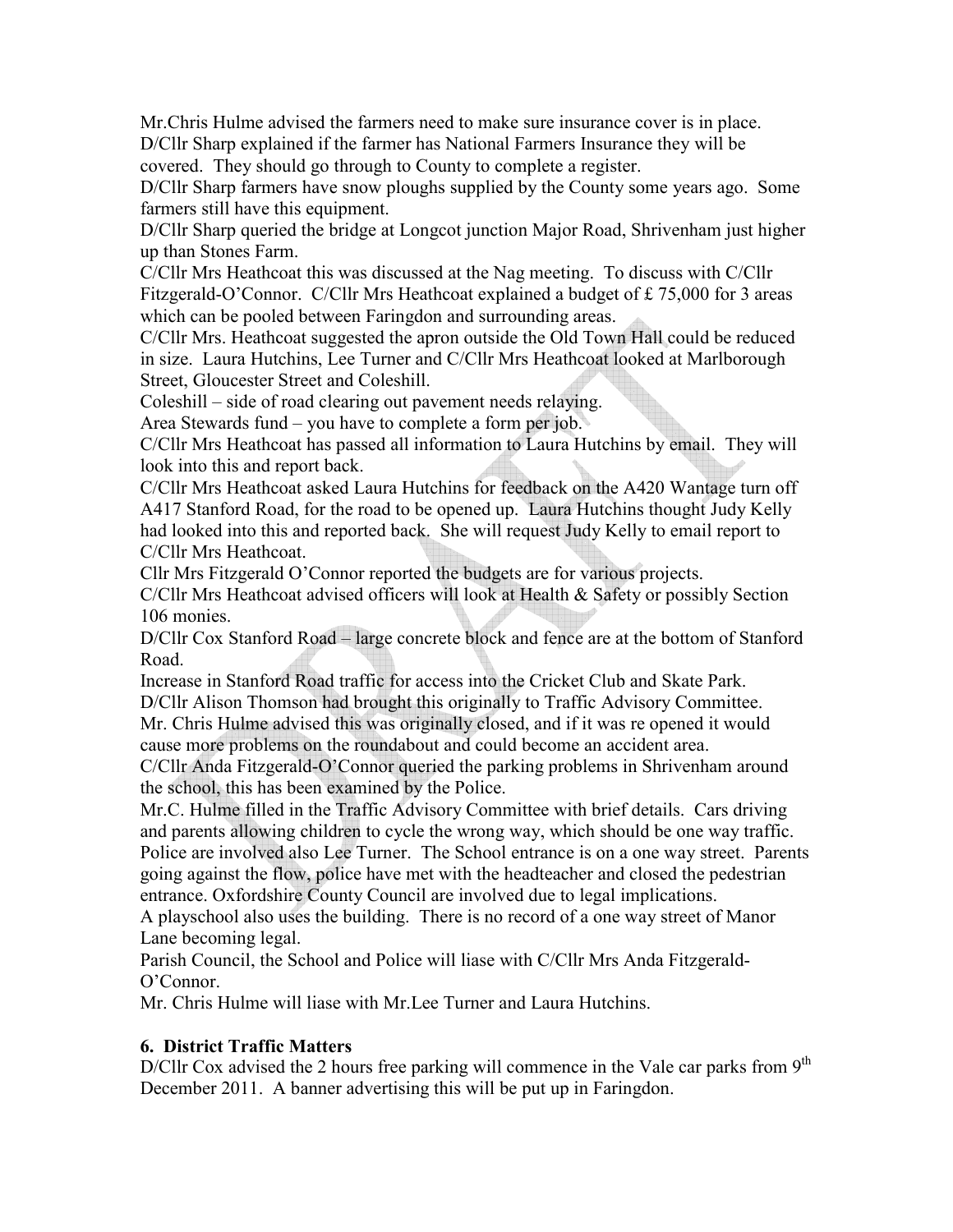Mr.Chris Hulme advised the farmers need to make sure insurance cover is in place.
D/Cllr Sharp explained if the farmer has National Farmers Insurance they will be covered. They should go through to County to complete a register.
D/Cllr Sharp farmers have snow ploughs supplied by the County some years ago. Some farmers still have this equipment.
D/Cllr Sharp queried the bridge at Longcot junction Major Road, Shrivenham just higher up than Stones Farm.
C/Cllr Mrs Heathcoat this was discussed at the Nag meeting. To discuss with C/Cllr Fitzgerald-O'Connor. C/Cllr Mrs Heathcoat explained a budget of £ 75,000 for 3 areas which can be pooled between Faringdon and surrounding areas.
C/Cllr Mrs. Heathcoat suggested the apron outside the Old Town Hall could be reduced in size. Laura Hutchins, Lee Turner and C/Cllr Mrs Heathcoat looked at Marlborough Street, Gloucester Street and Coleshill.
Coleshill – side of road clearing out pavement needs relaying.
Area Stewards fund – you have to complete a form per job.
C/Cllr Mrs Heathcoat has passed all information to Laura Hutchins by email. They will look into this and report back.
C/Cllr Mrs Heathcoat asked Laura Hutchins for feedback on the A420 Wantage turn off A417 Stanford Road, for the road to be opened up. Laura Hutchins thought Judy Kelly had looked into this and reported back. She will request Judy Kelly to email report to C/Cllr Mrs Heathcoat.
Cllr Mrs Fitzgerald O'Connor reported the budgets are for various projects.
C/Cllr Mrs Heathcoat advised officers will look at Health & Safety or possibly Section 106 monies.
D/Cllr Cox Stanford Road – large concrete block and fence are at the bottom of Stanford Road.
Increase in Stanford Road traffic for access into the Cricket Club and Skate Park.
D/Cllr Alison Thomson had brought this originally to Traffic Advisory Committee.
Mr. Chris Hulme advised this was originally closed, and if it was re opened it would cause more problems on the roundabout and could become an accident area.
C/Cllr Anda Fitzgerald-O'Connor queried the parking problems in Shrivenham around the school, this has been examined by the Police.
Mr.C. Hulme filled in the Traffic Advisory Committee with brief details. Cars driving and parents allowing children to cycle the wrong way, which should be one way traffic. Police are involved also Lee Turner. The School entrance is on a one way street. Parents going against the flow, police have met with the headteacher and closed the pedestrian entrance. Oxfordshire County Council are involved due to legal implications.
A playschool also uses the building. There is no record of a one way street of Manor Lane becoming legal.
Parish Council, the School and Police will liase with C/Cllr Mrs Anda Fitzgerald-O'Connor.
Mr. Chris Hulme will liase with Mr.Lee Turner and Laura Hutchins.

## 6. District Traffic Matters

D/Cllr Cox advised the 2 hours free parking will commence in the Vale car parks from 9th December 2011. A banner advertising this will be put up in Faringdon.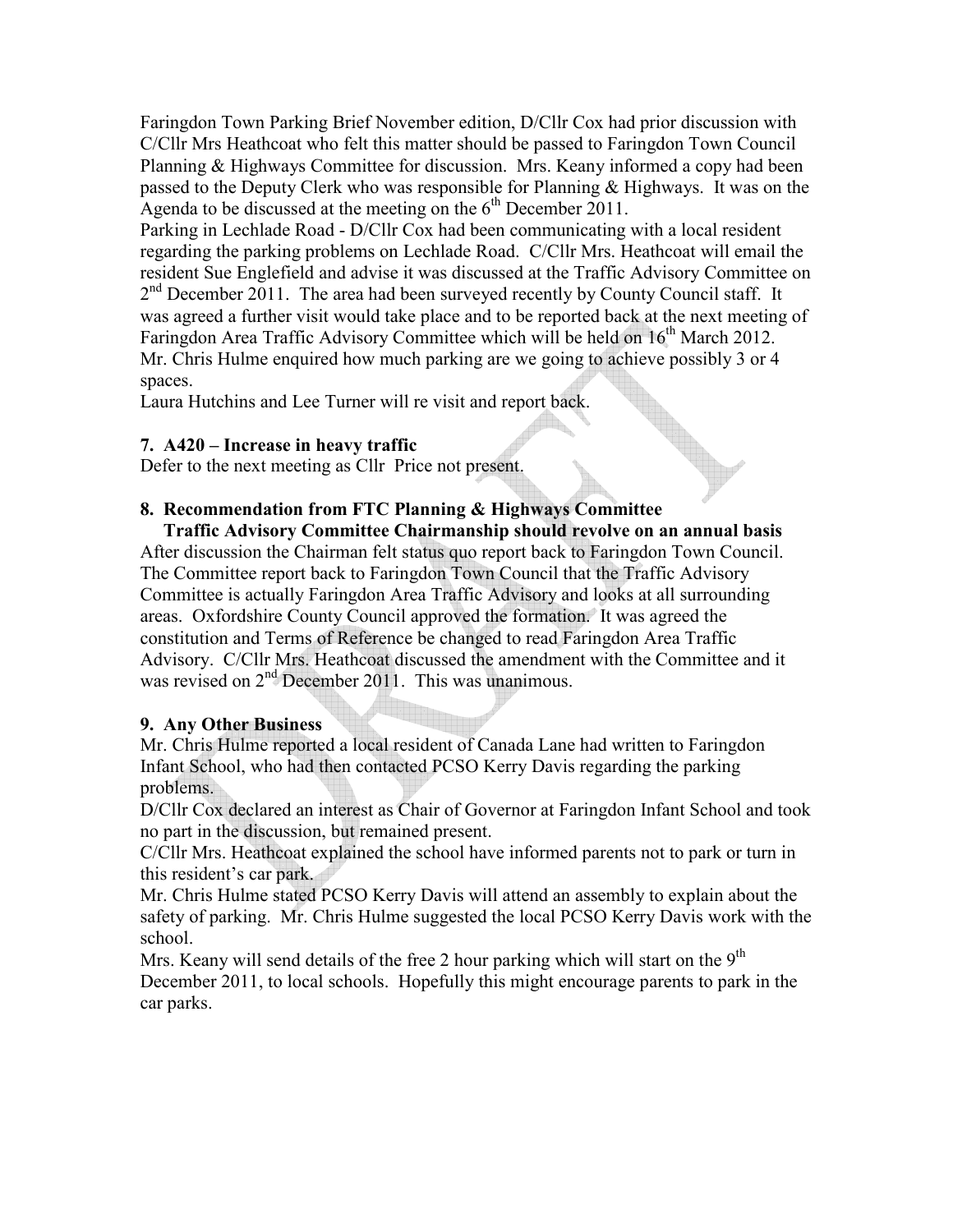Faringdon Town Parking Brief November edition, D/Cllr Cox had prior discussion with C/Cllr Mrs Heathcoat who felt this matter should be passed to Faringdon Town Council Planning & Highways Committee for discussion. Mrs. Keany informed a copy had been passed to the Deputy Clerk who was responsible for Planning & Highways. It was on the Agenda to be discussed at the meeting on the 6th December 2011.

Parking in Lechlade Road - D/Cllr Cox had been communicating with a local resident regarding the parking problems on Lechlade Road. C/Cllr Mrs. Heathcoat will email the resident Sue Englefield and advise it was discussed at the Traffic Advisory Committee on 2nd December 2011. The area had been surveyed recently by County Council staff. It was agreed a further visit would take place and to be reported back at the next meeting of Faringdon Area Traffic Advisory Committee which will be held on 16th March 2012.

Mr. Chris Hulme enquired how much parking are we going to achieve possibly 3 or 4 spaces.

Laura Hutchins and Lee Turner will re visit and report back.

**7. A420 – Increase in heavy traffic**

Defer to the next meeting as Cllr Price not present.

**8. Recommendation from FTC Planning & Highways Committee**
**Traffic Advisory Committee Chairmanship should revolve on an annual basis**

After discussion the Chairman felt status quo report back to Faringdon Town Council. The Committee report back to Faringdon Town Council that the Traffic Advisory Committee is actually Faringdon Area Traffic Advisory and looks at all surrounding areas. Oxfordshire County Council approved the formation. It was agreed the constitution and Terms of Reference be changed to read Faringdon Area Traffic Advisory. C/Cllr Mrs. Heathcoat discussed the amendment with the Committee and it was revised on 2nd December 2011. This was unanimous.

**9. Any Other Business**

Mr. Chris Hulme reported a local resident of Canada Lane had written to Faringdon Infant School, who had then contacted PCSO Kerry Davis regarding the parking problems.

D/Cllr Cox declared an interest as Chair of Governor at Faringdon Infant School and took no part in the discussion, but remained present.

C/Cllr Mrs. Heathcoat explained the school have informed parents not to park or turn in this resident's car park.

Mr. Chris Hulme stated PCSO Kerry Davis will attend an assembly to explain about the safety of parking. Mr. Chris Hulme suggested the local PCSO Kerry Davis work with the school.

Mrs. Keany will send details of the free 2 hour parking which will start on the 9th December 2011, to local schools. Hopefully this might encourage parents to park in the car parks.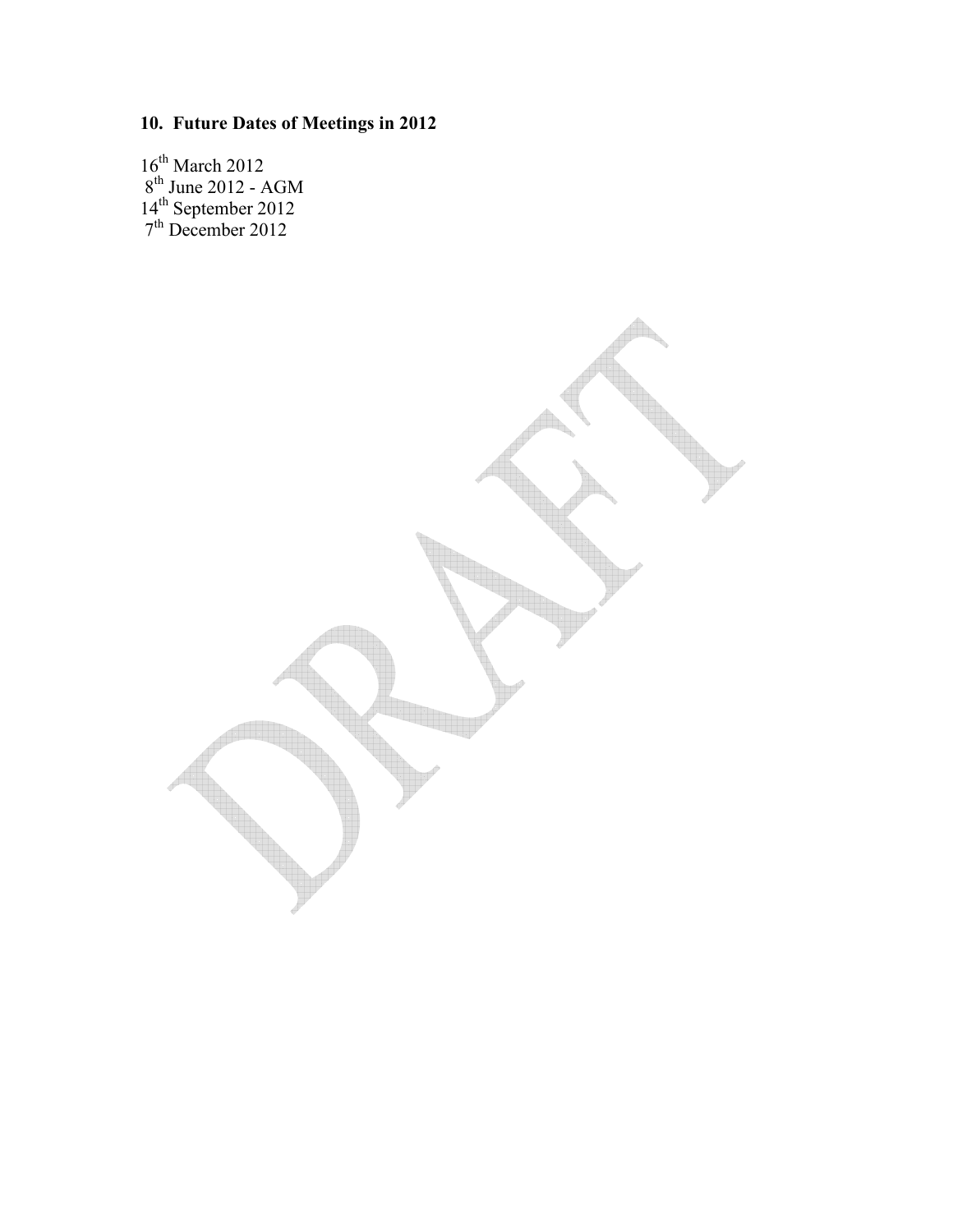**10. Future Dates of Meetings in 2012**

16th March 2012
8th June 2012 - AGM
14th September 2012
7th December 2012